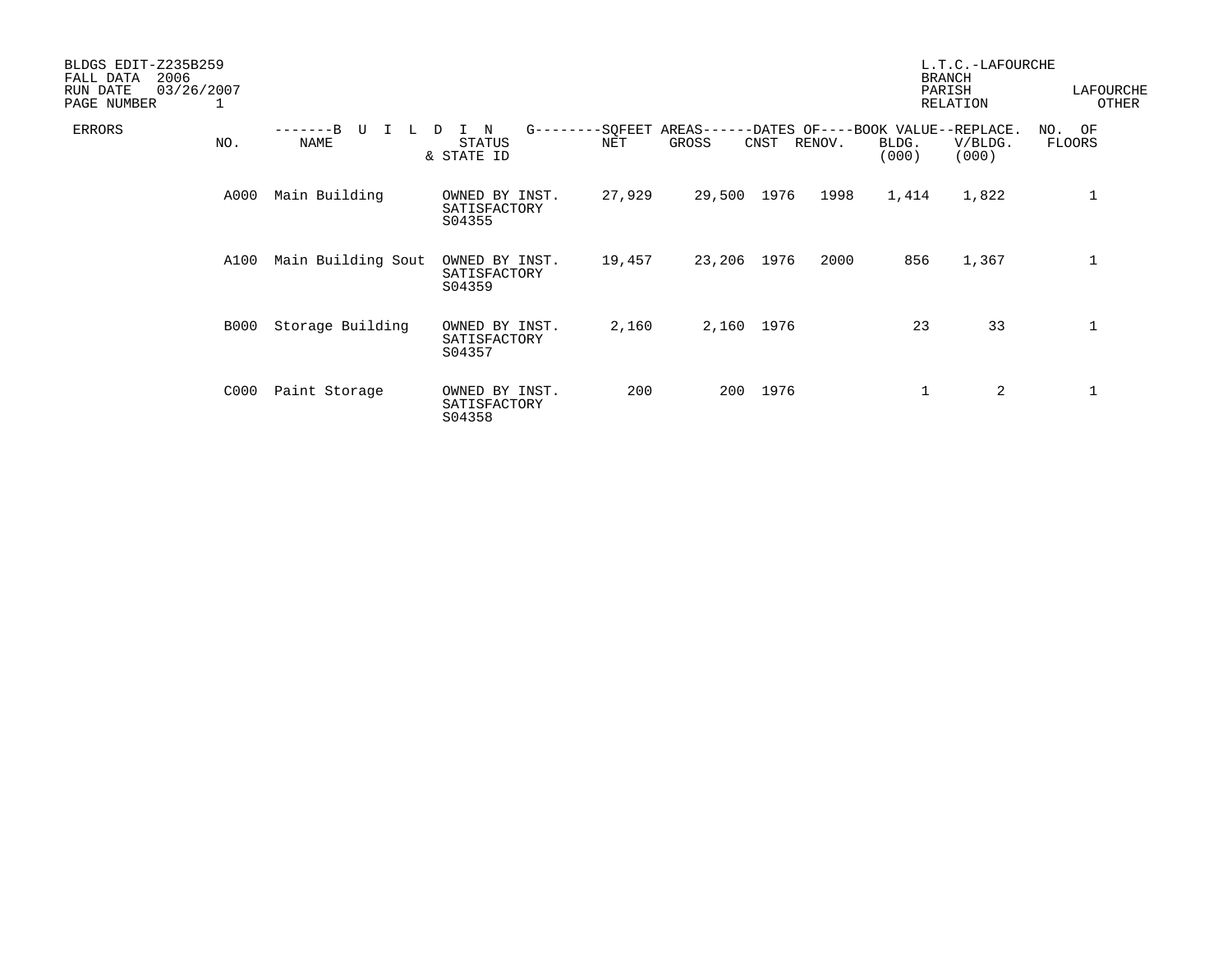BLDGS EDIT-Z235B259
FALL DATA 2006
RUN DATE 03/26/2007
PAGE NUMBER 1

L.T.C.-LAFOURCHE
BRANCH
PARISH LAFOURCHE
RELATION OTHER

| ERRORS | NO. | BUILDING NAME | STATUS & STATE ID | SQFEET AREAS NET | SQFEET AREAS GROSS | DATES OF CNST | DATES OF RENOV. | BOOK VALUE BLDG. (000) | REPLACE. V/BLDG. (000) | NO. OF FLOORS |
|---|---|---|---|---|---|---|---|---|---|---|
| | A000 | Main Building | OWNED BY INST. SATISFACTORY S04355 | 27,929 | 29,500 | 1976 | 1998 | 1,414 | 1,822 | 1 |
| | A100 | Main Building Sout | OWNED BY INST. SATISFACTORY S04359 | 19,457 | 23,206 | 1976 | 2000 | 856 | 1,367 | 1 |
| | B000 | Storage Building | OWNED BY INST. SATISFACTORY S04357 | 2,160 | 2,160 | 1976 | | 23 | 33 | 1 |
| | C000 | Paint Storage | OWNED BY INST. SATISFACTORY S04358 | 200 | 200 | 1976 | | 1 | 2 | 1 |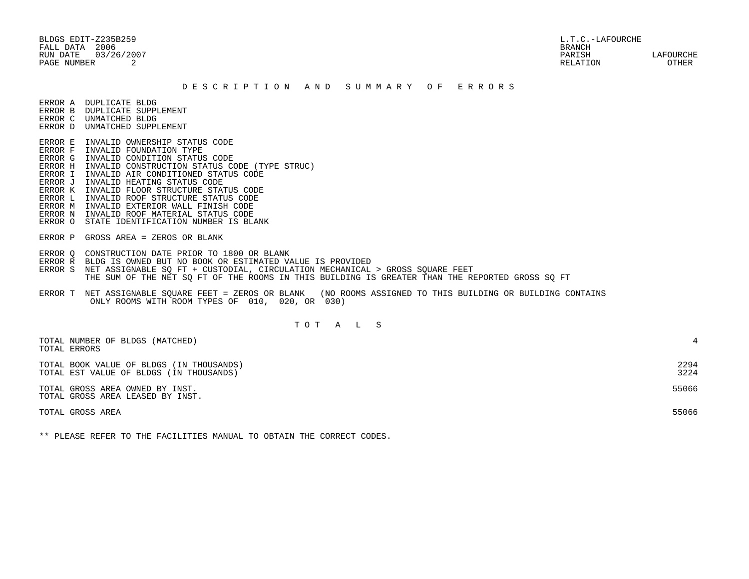BLDGS EDIT-Z235B259
FALL DATA 2006
RUN DATE 03/26/2007
PAGE NUMBER 2

L.T.C.-LAFOURCHE
BRANCH
PARISH LAFOURCHE
RELATION OTHER

## D E S C R I P T I O N   A N D   S U M M A R Y   O F   E R R O R S

ERROR A DUPLICATE BLDG
ERROR B DUPLICATE SUPPLEMENT
ERROR C UNMATCHED BLDG
ERROR D UNMATCHED SUPPLEMENT

ERROR E INVALID OWNERSHIP STATUS CODE
ERROR F INVALID FOUNDATION TYPE
ERROR G INVALID CONDITION STATUS CODE
ERROR H INVALID CONSTRUCTION STATUS CODE (TYPE STRUC)
ERROR I INVALID AIR CONDITIONED STATUS CODE
ERROR J INVALID HEATING STATUS CODE
ERROR K INVALID FLOOR STRUCTURE STATUS CODE
ERROR L INVALID ROOF STRUCTURE STATUS CODE
ERROR M INVALID EXTERIOR WALL FINISH CODE
ERROR N INVALID ROOF MATERIAL STATUS CODE
ERROR O STATE IDENTIFICATION NUMBER IS BLANK

ERROR P GROSS AREA = ZEROS OR BLANK

ERROR Q CONSTRUCTION DATE PRIOR TO 1800 OR BLANK
ERROR R BLDG IS OWNED BUT NO BOOK OR ESTIMATED VALUE IS PROVIDED
ERROR S NET ASSIGNABLE SQ FT + CUSTODIAL, CIRCULATION MECHANICAL > GROSS SQUARE FEET
THE SUM OF THE NET SQ FT OF THE ROOMS IN THIS BUILDING IS GREATER THAN THE REPORTED GROSS SQ FT

ERROR T NET ASSIGNABLE SQUARE FEET = ZEROS OR BLANK (NO ROOMS ASSIGNED TO THIS BUILDING OR BUILDING CONTAINS ONLY ROOMS WITH ROOM TYPES OF 010, 020, OR 030)

## T O T A L S

| | |
|---|---|
| TOTAL NUMBER OF BLDGS (MATCHED) | 4 |
| TOTAL ERRORS | |
| TOTAL BOOK VALUE OF BLDGS (IN THOUSANDS) | 2294 |
| TOTAL EST VALUE OF BLDGS (IN THOUSANDS) | 3224 |
| TOTAL GROSS AREA OWNED BY INST. | 55066 |
| TOTAL GROSS AREA LEASED BY INST. | |
| TOTAL GROSS AREA | 55066 |

** PLEASE REFER TO THE FACILITIES MANUAL TO OBTAIN THE CORRECT CODES.